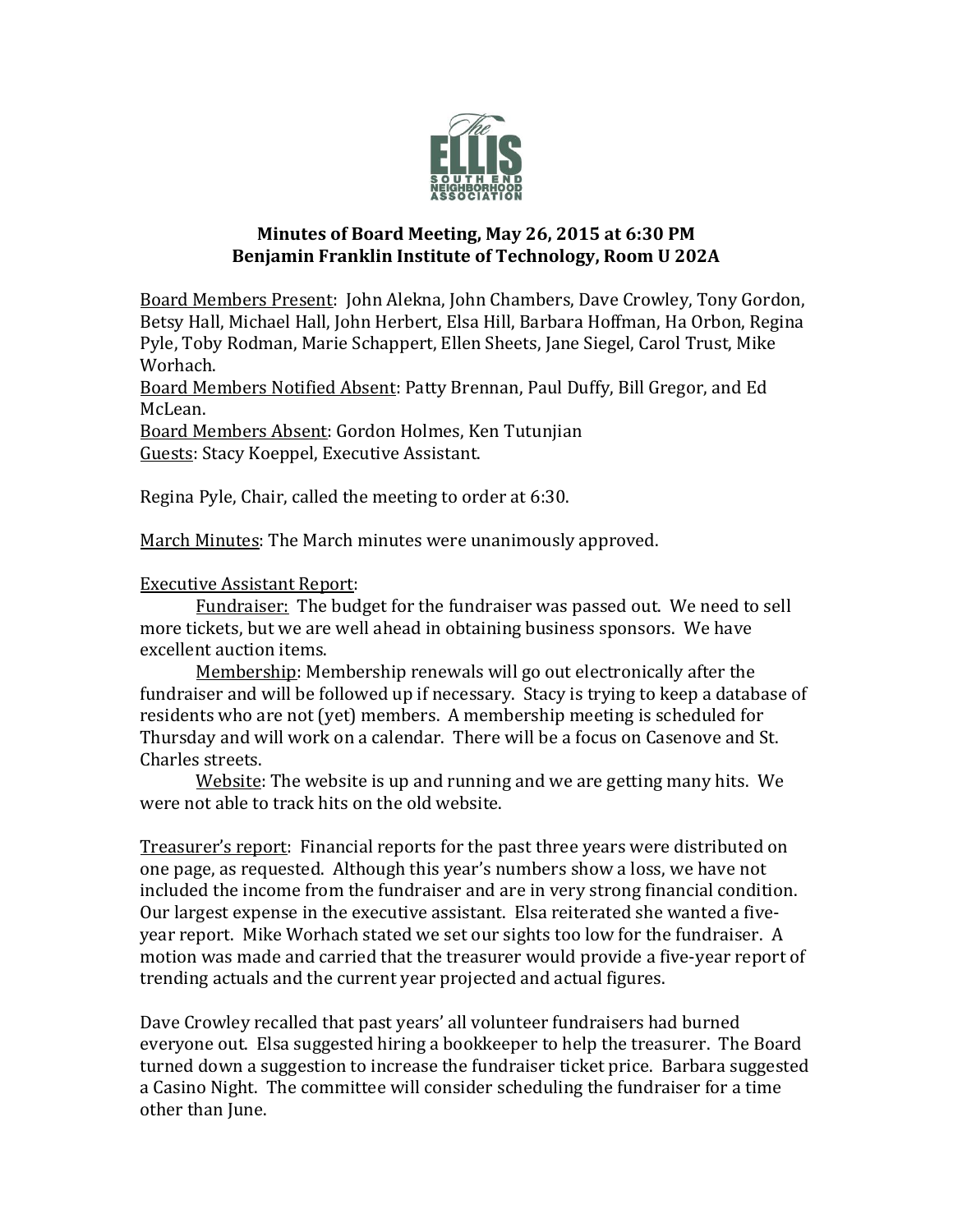# Minutes of Board Meeting, May 26, 2015 at 6:30 PM
## Benjamin Franklin Institute of Technology, Room U 202A

Board Members Present: John Alekna, John Chambers, Dave Crowley, Tony Gordon, Betsy Hall, Michael Hall, John Herbert, Elsa Hill, Barbara Hoffman, Ha Orbon, Regina Pyle, Toby Rodman, Marie Schappert, Ellen Sheets, Jane Siegel, Carol Trust, Mike Worhach.
Board Members Notified Absent: Patty Brennan, Paul Duffy, Bill Gregor, and Ed McLean.
Board Members Absent: Gordon Holmes, Ken Tutunjian
Guests: Stacy Koeppel, Executive Assistant.

Regina Pyle, Chair, called the meeting to order at 6:30.

March Minutes: The March minutes were unanimously approved.

Executive Assistant Report:

Fundraiser: The budget for the fundraiser was passed out. We need to sell more tickets, but we are well ahead in obtaining business sponsors. We have excellent auction items.

Membership: Membership renewals will go out electronically after the fundraiser and will be followed up if necessary. Stacy is trying to keep a database of residents who are not (yet) members. A membership meeting is scheduled for Thursday and will work on a calendar. There will be a focus on Casenove and St. Charles streets.

Website: The website is up and running and we are getting many hits. We were not able to track hits on the old website.

Treasurer's report: Financial reports for the past three years were distributed on one page, as requested. Although this year's numbers show a loss, we have not included the income from the fundraiser and are in very strong financial condition. Our largest expense in the executive assistant. Elsa reiterated she wanted a five-year report. Mike Worhach stated we set our sights too low for the fundraiser. A motion was made and carried that the treasurer would provide a five-year report of trending actuals and the current year projected and actual figures.

Dave Crowley recalled that past years' all volunteer fundraisers had burned everyone out. Elsa suggested hiring a bookkeeper to help the treasurer. The Board turned down a suggestion to increase the fundraiser ticket price. Barbara suggested a Casino Night. The committee will consider scheduling the fundraiser for a time other than June.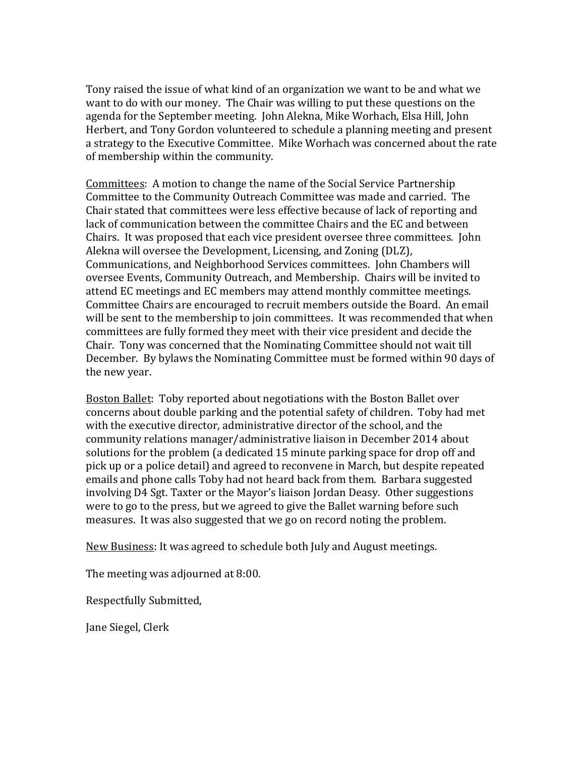Tony raised the issue of what kind of an organization we want to be and what we want to do with our money. The Chair was willing to put these questions on the agenda for the September meeting. John Alekna, Mike Worhach, Elsa Hill, John Herbert, and Tony Gordon volunteered to schedule a planning meeting and present a strategy to the Executive Committee. Mike Worhach was concerned about the rate of membership within the community.

<u>Committees</u>: A motion to change the name of the Social Service Partnership Committee to the Community Outreach Committee was made and carried. The Chair stated that committees were less effective because of lack of reporting and lack of communication between the committee Chairs and the EC and between Chairs. It was proposed that each vice president oversee three committees. John Alekna will oversee the Development, Licensing, and Zoning (DLZ), Communications, and Neighborhood Services committees. John Chambers will oversee Events, Community Outreach, and Membership. Chairs will be invited to attend EC meetings and EC members may attend monthly committee meetings. Committee Chairs are encouraged to recruit members outside the Board. An email will be sent to the membership to join committees. It was recommended that when committees are fully formed they meet with their vice president and decide the Chair. Tony was concerned that the Nominating Committee should not wait till December. By bylaws the Nominating Committee must be formed within 90 days of the new year.

<u>Boston Ballet</u>: Toby reported about negotiations with the Boston Ballet over concerns about double parking and the potential safety of children. Toby had met with the executive director, administrative director of the school, and the community relations manager/administrative liaison in December 2014 about solutions for the problem (a dedicated 15 minute parking space for drop off and pick up or a police detail) and agreed to reconvene in March, but despite repeated emails and phone calls Toby had not heard back from them. Barbara suggested involving D4 Sgt. Taxter or the Mayor's liaison Jordan Deasy. Other suggestions were to go to the press, but we agreed to give the Ballet warning before such measures. It was also suggested that we go on record noting the problem.

<u>New Business</u>: It was agreed to schedule both July and August meetings.

The meeting was adjourned at 8:00.

Respectfully Submitted,

Jane Siegel, Clerk